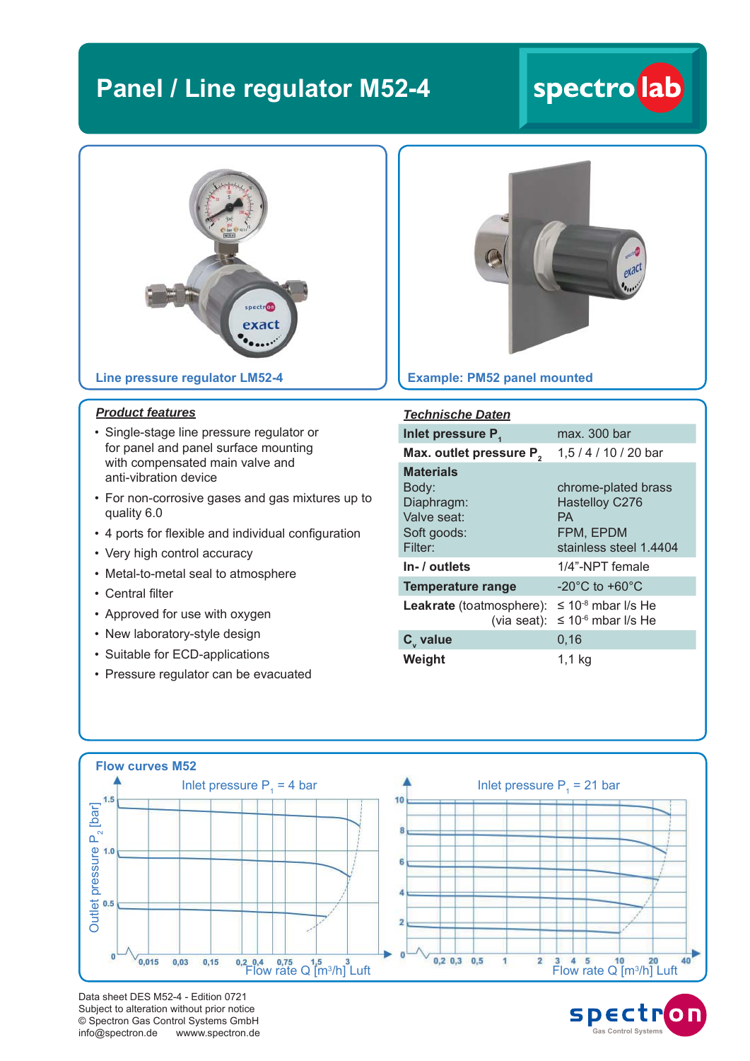# Panel / Line regulator M52-4

Line pressure regulator LM52-4

Example: PM52 panel mounted

***Product features***

- Single-stage line pressure regulator or for panel and panel surface mounting with compensated main valve and anti-vibration device
- For non-corrosive gases and gas mixtures up to quality 6.0
- 4 ports for flexible and individual configuration
- Very high control accuracy
- Metal-to-metal seal to atmosphere
- Central filter
- Approved for use with oxygen
- New laboratory-style design
- Suitable for ECD-applications
- Pressure regulator can be evacuated

***Technische Daten***

| | |
|---|---|
| **Inlet pressure $P_1$** | max. 300 bar |
| **Max. outlet pressure $P_2$** | 1,5 / 4 / 10 / 20 bar |
| **Materials** | |
| Body: | chrome-plated brass |
| Diaphragm: | Hastelloy C276 |
| Valve seat: | PA |
| Soft goods: | FPM, EPDM |
| Filter: | stainless steel 1.4404 |
| **In- / outlets** | 1/4"-NPT female |
| **Temperature range** | -20°C to +60°C |
| **Leakrate** (toatmosphere): | ≤ $10^{-8}$ mbar l/s He |
| (via seat): | ≤ $10^{-6}$ mbar l/s He |
| **$C_v$ value** | 0,16 |
| **Weight** | 1,1 kg |

**Flow curves M52**

Inlet pressure $P_1$ = 4 bar

Outlet pressure $P_2$ [bar]: 0, 0.5, 1.0, 1.5

Flow rate Q [m³/h] Luft: 0,015; 0,03; 0,15; 0,2; 0,4; 0,75; 1,5; 3

Inlet pressure $P_1$ = 21 bar

Outlet pressure $P_2$ [bar]: 0, 2, 4, 6, 8, 10

Flow rate Q [m³/h] Luft: 0,2; 0,3; 0,5; 1; 2; 3; 4; 5; 10; 20; 40

Data sheet DES M52-4 - Edition 0721
Subject to alteration without prior notice
© Spectron Gas Control Systems GmbH
info@spectron.de wwww.spectron.de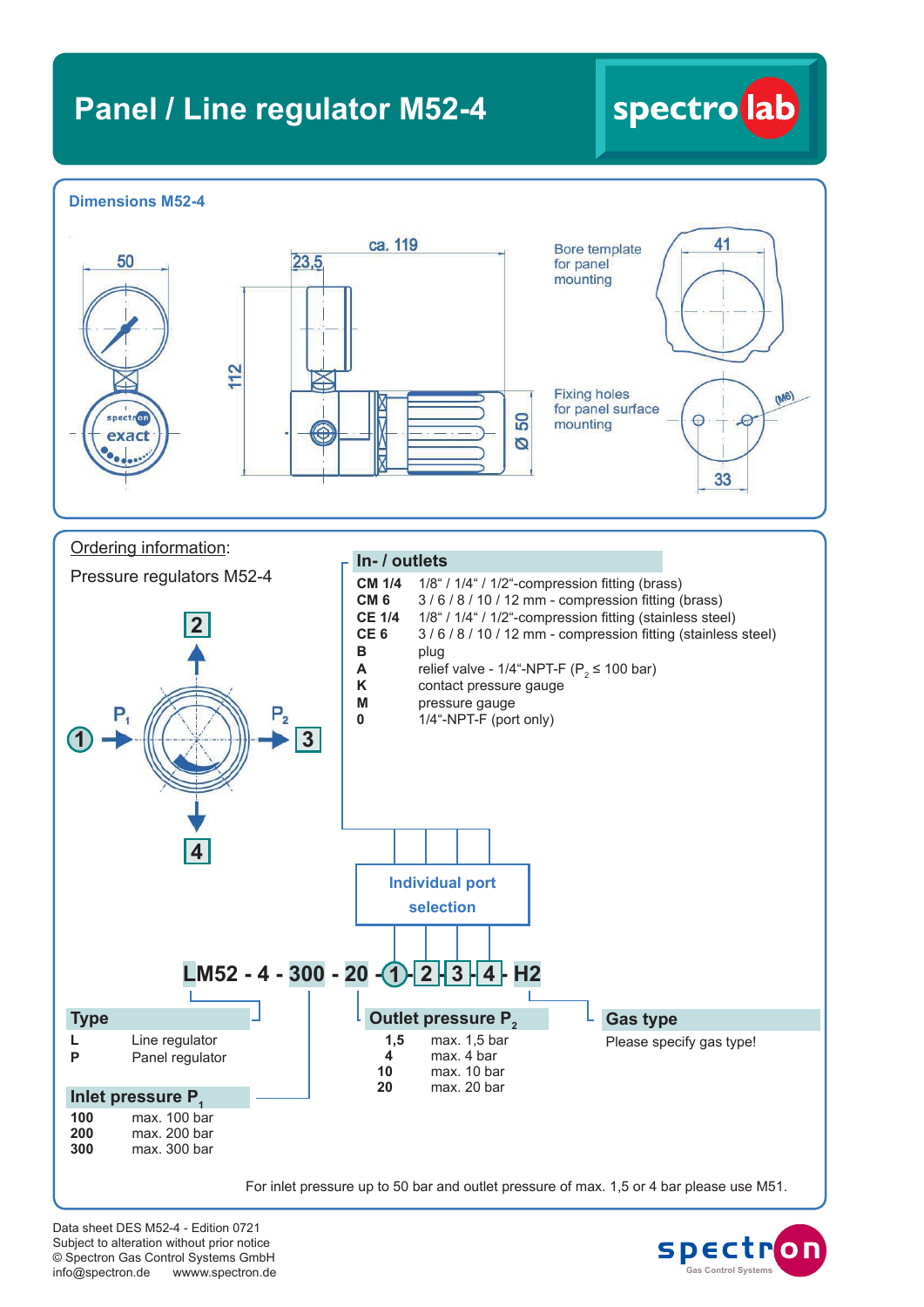# Panel / Line regulator M52-4

spectrolab

## Dimensions M52-4

50

ca. 119

23,5

112

Ø 50

Bore template for panel mounting

41

Fixing holes for panel surface mounting

(M6)

33

## Ordering information:

Pressure regulators M52-4

2

$P_1$

$P_2$

1

3

4

### In- / outlets

| | |
|---|---|
| **CM 1/4** | 1/8" / 1/4" / 1/2"-compression fitting (brass) |
| **CM 6** | 3 / 6 / 8 / 10 / 12 mm - compression fitting (brass) |
| **CE 1/4** | 1/8" / 1/4" / 1/2"-compression fitting (stainless steel) |
| **CE 6** | 3 / 6 / 8 / 10 / 12 mm - compression fitting (stainless steel) |
| **B** | plug |
| **A** | relief valve - 1/4"-NPT-F ($P_2 \leq 100$ bar) |
| **K** | contact pressure gauge |
| **M** | pressure gauge |
| **0** | 1/4"-NPT-F (port only) |

Individual port selection

**LM52 - 4 - 300 - 20 - 1 - 2 - 3 - 4 - H2**

### Type

| | |
|---|---|
| **L** | Line regulator |
| **P** | Panel regulator |

### Inlet pressure $P_1$

| | |
|---|---|
| **100** | max. 100 bar |
| **200** | max. 200 bar |
| **300** | max. 300 bar |

### Outlet pressure $P_2$

| | |
|---|---|
| **1,5** | max. 1,5 bar |
| **4** | max. 4 bar |
| **10** | max. 10 bar |
| **20** | max. 20 bar |

### Gas type

Please specify gas type!

For inlet pressure up to 50 bar and outlet pressure of max. 1,5 or 4 bar please use M51.

Data sheet DES M52-4 - Edition 0721
Subject to alteration without prior notice
© Spectron Gas Control Systems GmbH
info@spectron.de wwww.spectron.de

spectron Gas Control Systems